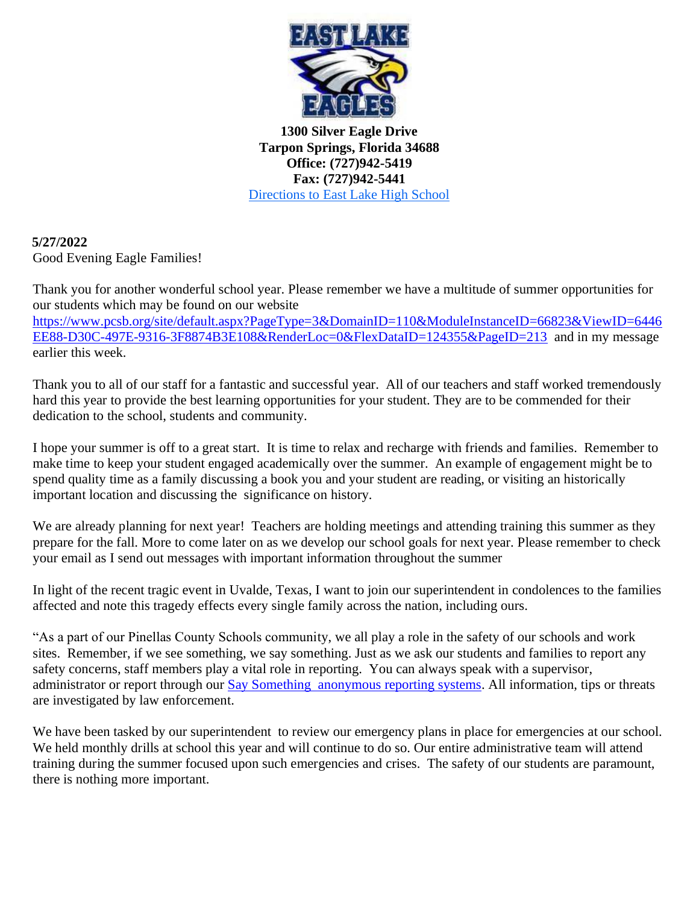**1300 Silver Eagle Drive**
**Tarpon Springs, Florida 34688**
**Office: (727)942-5419**
**Fax: (727)942-5441**
[Directions to East Lake High School]()

**5/27/2022**
Good Evening Eagle Families!

Thank you for another wonderful school year. Please remember we have a multitude of summer opportunities for our students which may be found on our website https://www.pcsb.org/site/default.aspx?PageType=3&DomainID=110&ModuleInstanceID=66823&ViewID=6446EE88-D30C-497E-9316-3F8874B3E108&RenderLoc=0&FlexDataID=124355&PageID=213 and in my message earlier this week.

Thank you to all of our staff for a fantastic and successful year. All of our teachers and staff worked tremendously hard this year to provide the best learning opportunities for your student. They are to be commended for their dedication to the school, students and community.

I hope your summer is off to a great start. It is time to relax and recharge with friends and families. Remember to make time to keep your student engaged academically over the summer. An example of engagement might be to spend quality time as a family discussing a book you and your student are reading, or visiting an historically important location and discussing the significance on history.

We are already planning for next year! Teachers are holding meetings and attending training this summer as they prepare for the fall. More to come later on as we develop our school goals for next year. Please remember to check your email as I send out messages with important information throughout the summer

In light of the recent tragic event in Uvalde, Texas, I want to join our superintendent in condolences to the families affected and note this tragedy effects every single family across the nation, including ours.

"As a part of our Pinellas County Schools community, we all play a role in the safety of our schools and work sites. Remember, if we see something, we say something. Just as we ask our students and families to report any safety concerns, staff members play a vital role in reporting. You can always speak with a supervisor, administrator or report through our [Say Something anonymous reporting systems](). All information, tips or threats are investigated by law enforcement.

We have been tasked by our superintendent to review our emergency plans in place for emergencies at our school. We held monthly drills at school this year and will continue to do so. Our entire administrative team will attend training during the summer focused upon such emergencies and crises. The safety of our students are paramount, there is nothing more important.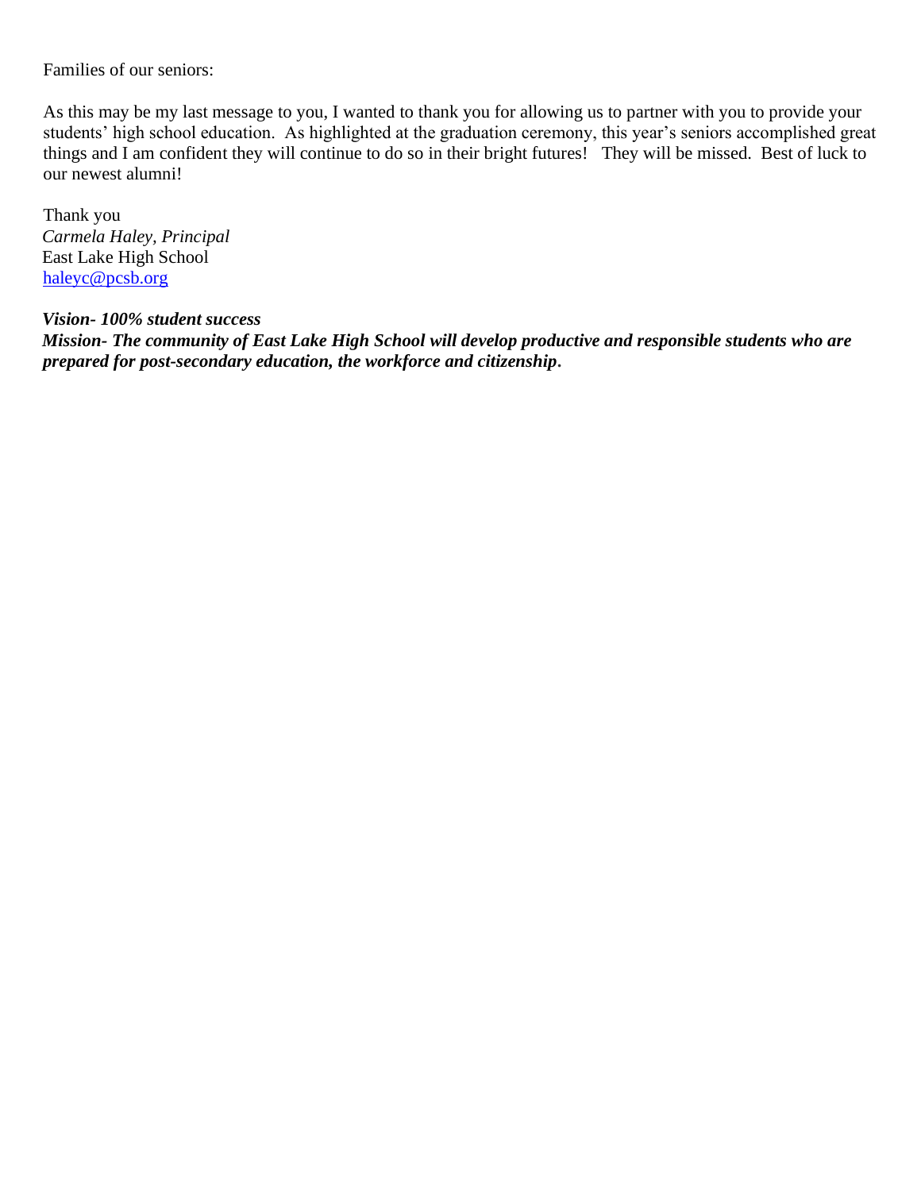Families of our seniors:

As this may be my last message to you, I wanted to thank you for allowing us to partner with you to provide your students' high school education. As highlighted at the graduation ceremony, this year's seniors accomplished great things and I am confident they will continue to do so in their bright futures! They will be missed. Best of luck to our newest alumni!

Thank you  
*Carmela Haley, Principal*  
East Lake High School  
haleyc@pcsb.org

***Vision- 100% student success***  
***Mission- The community of East Lake High School will develop productive and responsible students who are prepared for post-secondary education, the workforce and citizenship.***